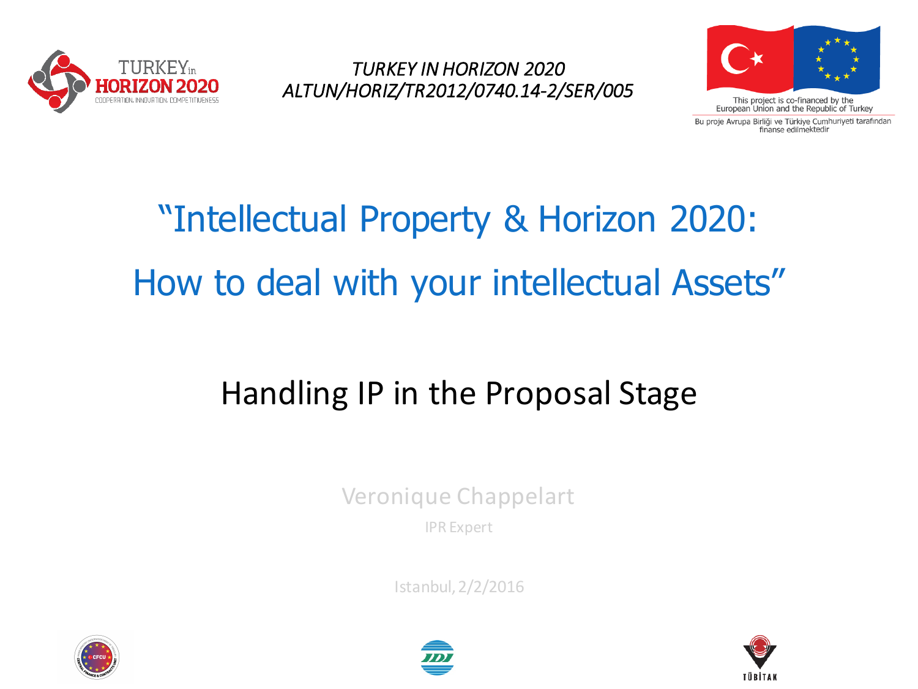TURKEY in HORIZON 2020
COOPERATION, INNOVATION, COMPETITIVENESS

*TURKEY IN HORIZON 2020*
*ALTUN/HORIZ/TR2012/0740.14-2/SER/005*

This project is co-financed by the European Union and the Republic of Turkey

Bu proje Avrupa Birliği ve Türkiye Cumhuriyeti tarafından finanse edilmektedir

# "Intellectual Property & Horizon 2020: How to deal with your intellectual Assets"

## Handling IP in the Proposal Stage

Veronique Chappelart

IPR Expert

Istanbul, 2/2/2016

CFCU

IDI

TÜBİTAK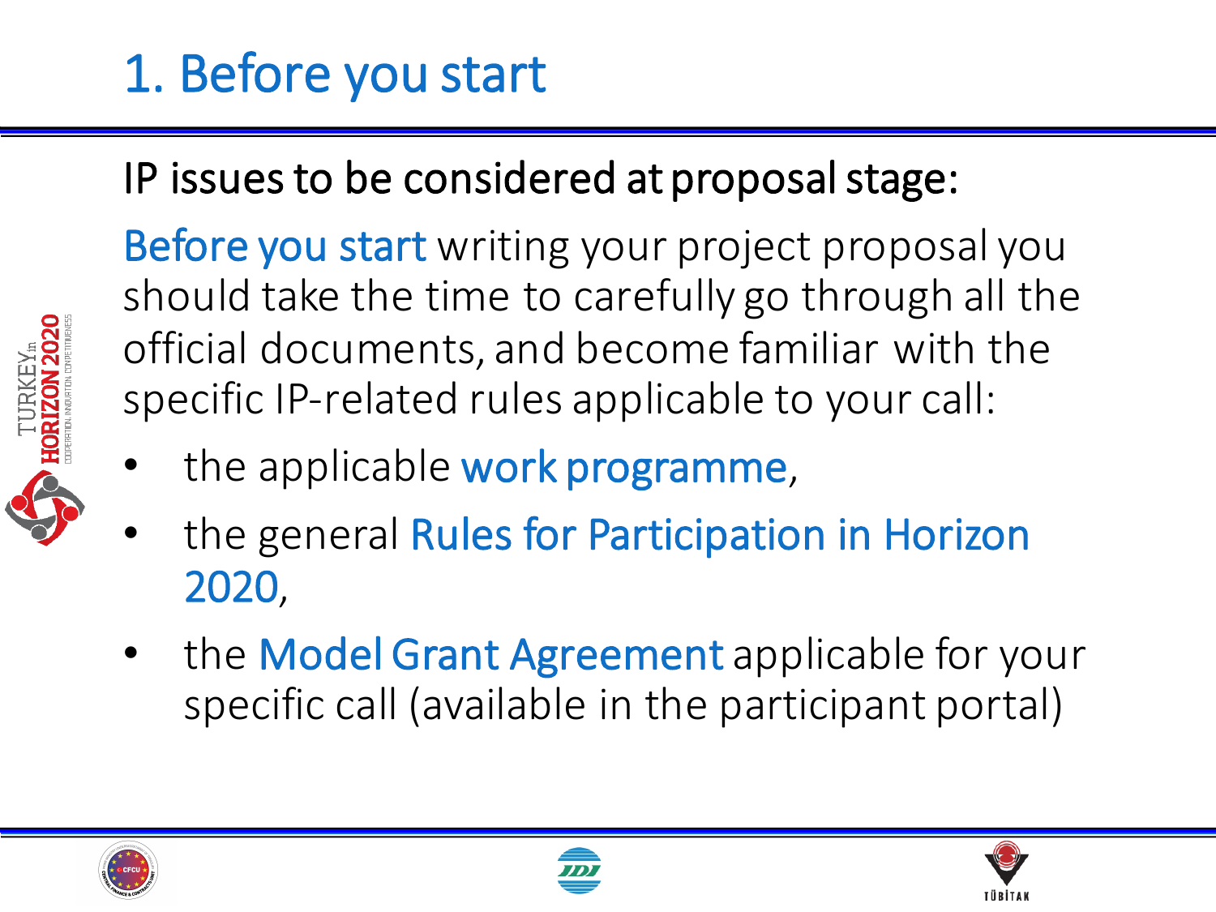# 1. Before you start

## IP issues to be considered at proposal stage:

Before you start writing your project proposal you should take the time to carefully go through all the official documents, and become familiar with the specific IP-related rules applicable to your call:

- the applicable work programme,
- the general Rules for Participation in Horizon 2020,
- the Model Grant Agreement applicable for your specific call (available in the participant portal)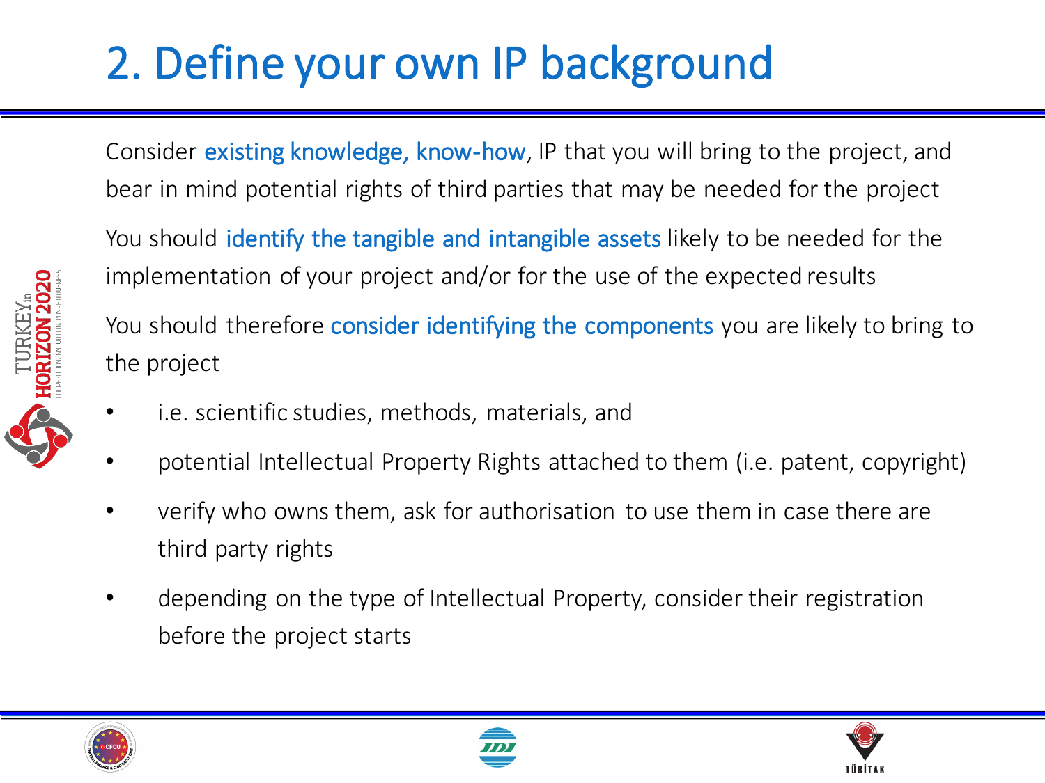# 2. Define your own IP background

Consider existing knowledge, know-how, IP that you will bring to the project, and bear in mind potential rights of third parties that may be needed for the project

You should identify the tangible and intangible assets likely to be needed for the implementation of your project and/or for the use of the expected results

You should therefore consider identifying the components you are likely to bring to the project

- i.e. scientific studies, methods, materials, and
- potential Intellectual Property Rights attached to them (i.e. patent, copyright)
- verify who owns them, ask for authorisation to use them in case there are third party rights
- depending on the type of Intellectual Property, consider their registration before the project starts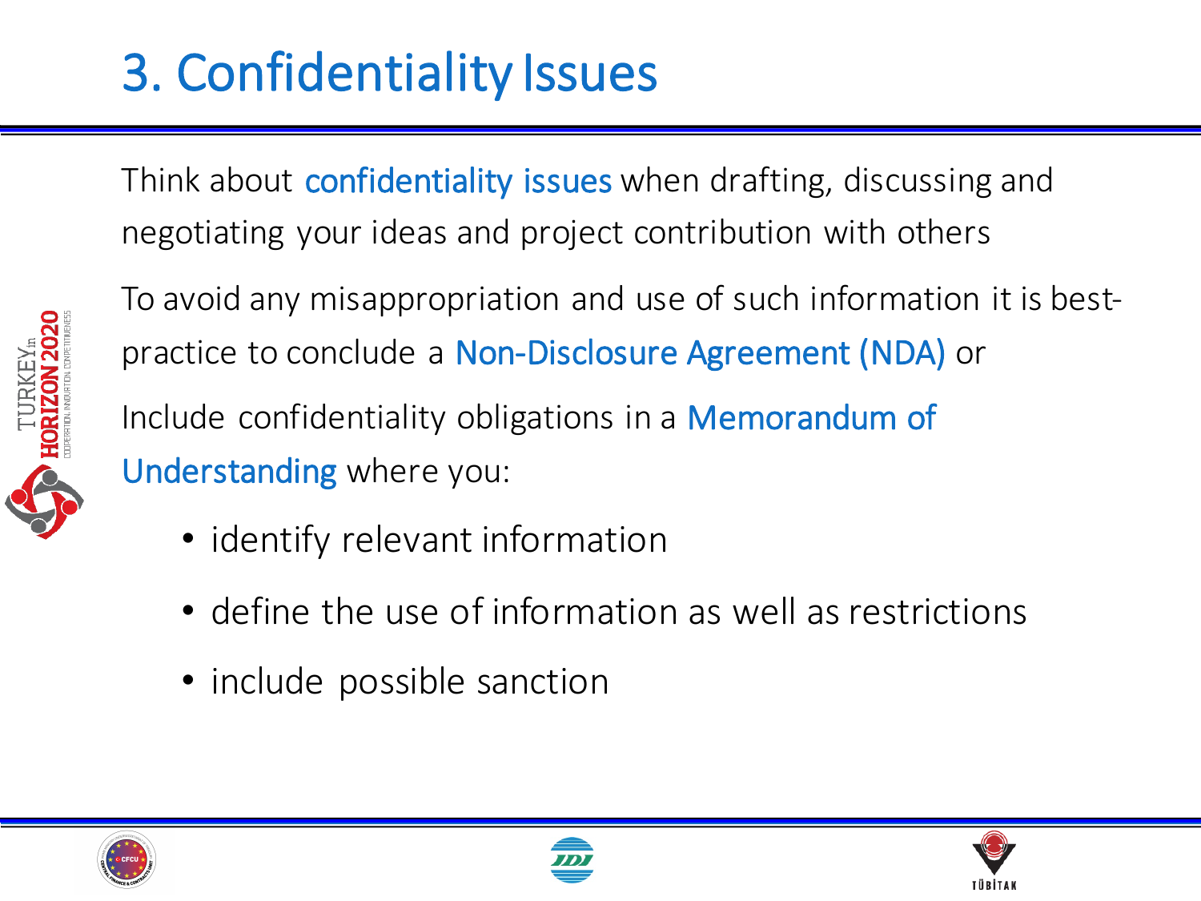# 3. Confidentiality Issues

Think about confidentiality issues when drafting, discussing and negotiating your ideas and project contribution with others

To avoid any misappropriation and use of such information it is best-practice to conclude a Non-Disclosure Agreement (NDA) or

Include confidentiality obligations in a Memorandum of Understanding where you:

- identify relevant information
- define the use of information as well as restrictions
- include possible sanction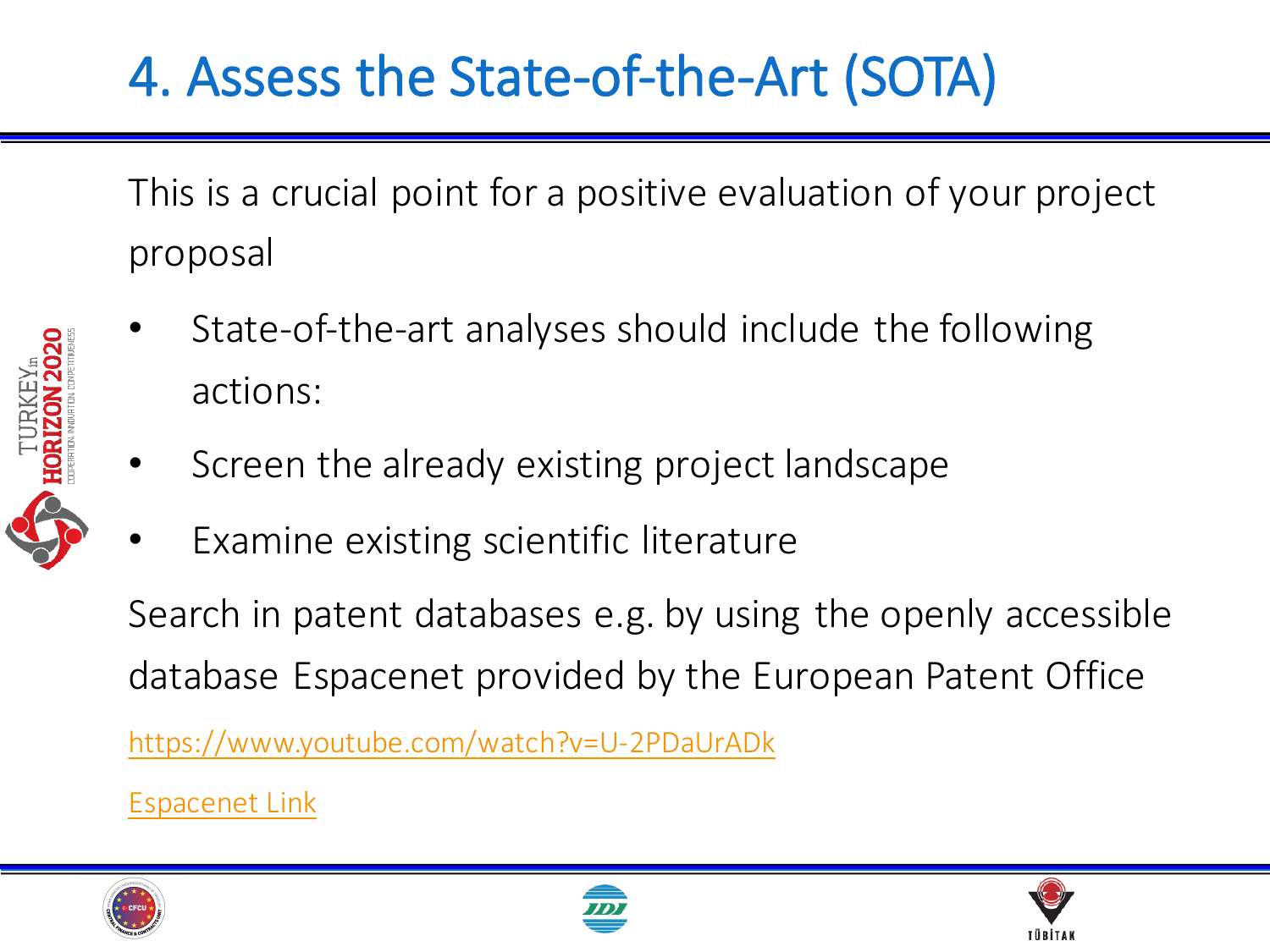# 4. Assess the State-of-the-Art (SOTA)

This is a crucial point for a positive evaluation of your project proposal

- State-of-the-art analyses should include the following actions:
- Screen the already existing project landscape
- Examine existing scientific literature

Search in patent databases e.g. by using the openly accessible database Espacenet provided by the European Patent Office

https://www.youtube.com/watch?v=U-2PDaUrADk

Espacenet Link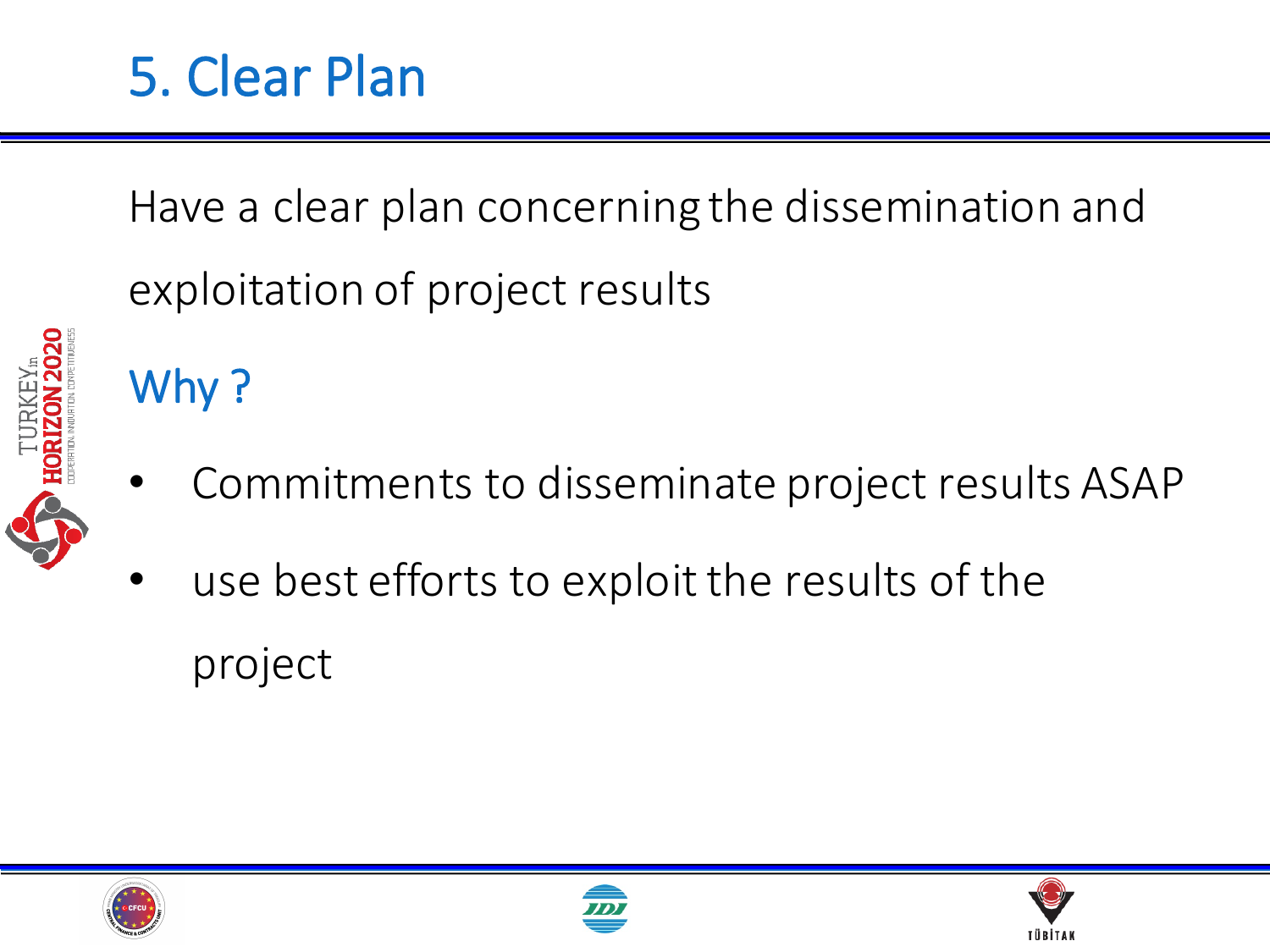# 5. Clear Plan

Have a clear plan concerning the dissemination and exploitation of project results

## Why ?

- Commitments to disseminate project results ASAP
- use best efforts to exploit the results of the project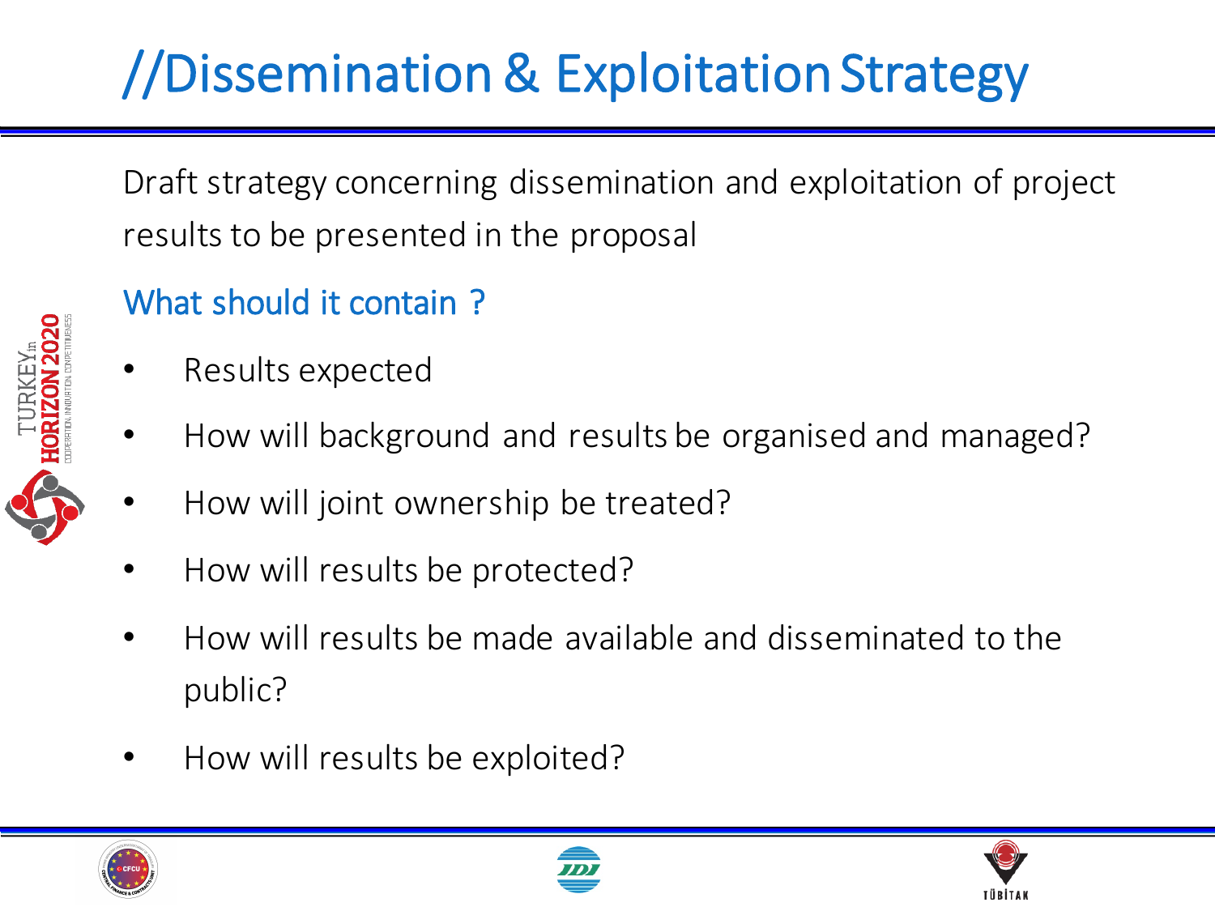# //Dissemination & Exploitation Strategy

Draft strategy concerning dissemination and exploitation of project results to be presented in the proposal

## What should it contain ?

- Results expected
- How will background and results be organised and managed?
- How will joint ownership be treated?
- How will results be protected?
- How will results be made available and disseminated to the public?
- How will results be exploited?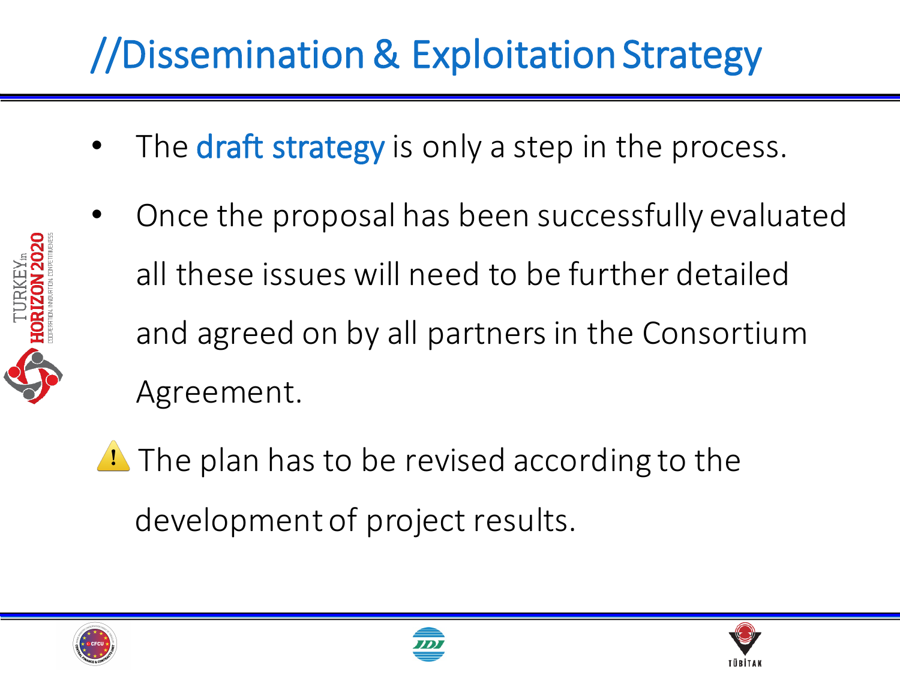# //Dissemination & Exploitation Strategy

- The draft strategy is only a step in the process.
- Once the proposal has been successfully evaluated all these issues will need to be further detailed and agreed on by all partners in the Consortium Agreement.

⚠ The plan has to be revised according to the development of project results.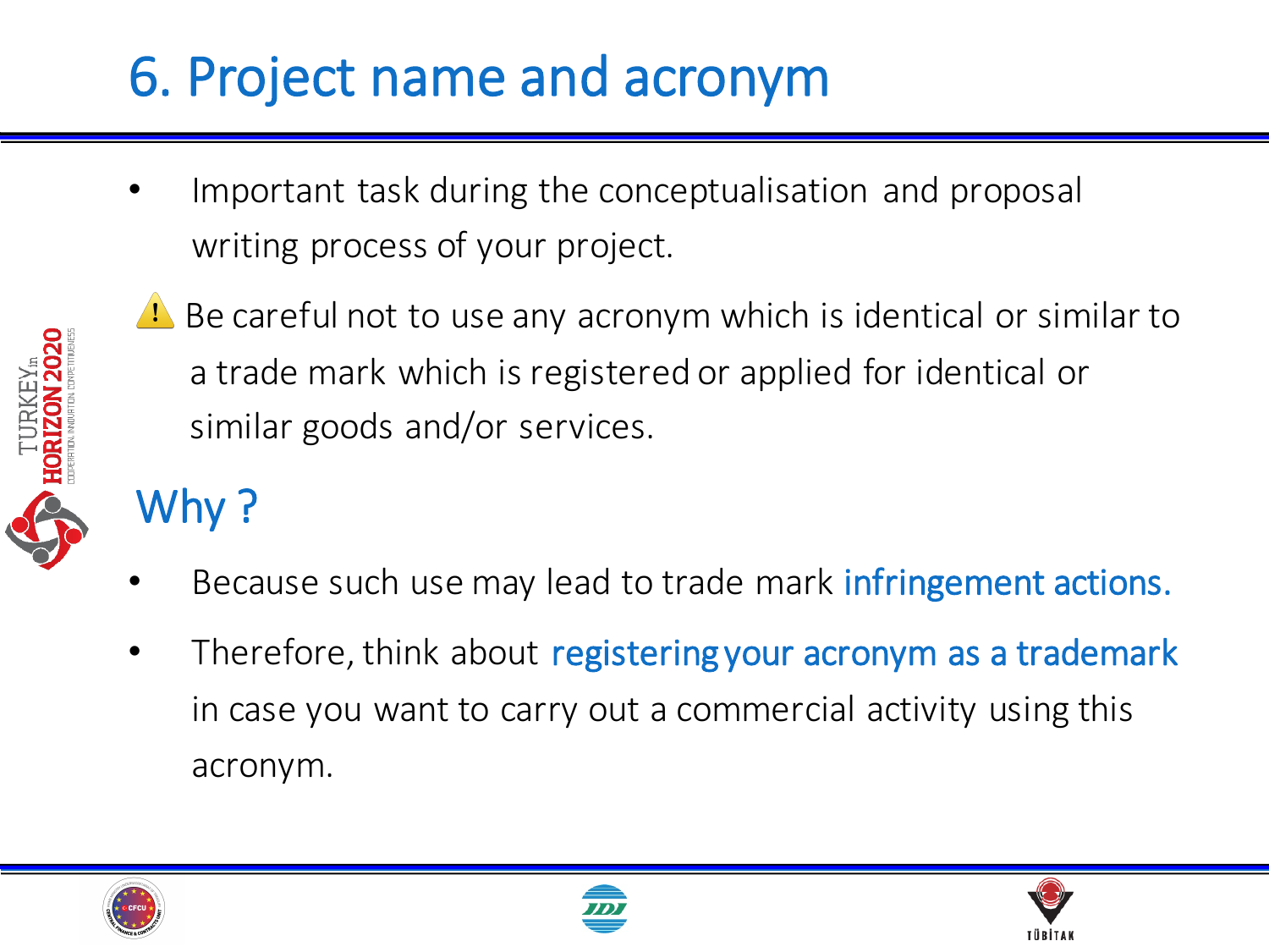# 6. Project name and acronym

- Important task during the conceptualisation and proposal writing process of your project.

⚠️ Be careful not to use any acronym which is identical or similar to a trade mark which is registered or applied for identical or similar goods and/or services.

## Why ?

- Because such use may lead to trade mark infringement actions.
- Therefore, think about registering your acronym as a trademark in case you want to carry out a commercial activity using this acronym.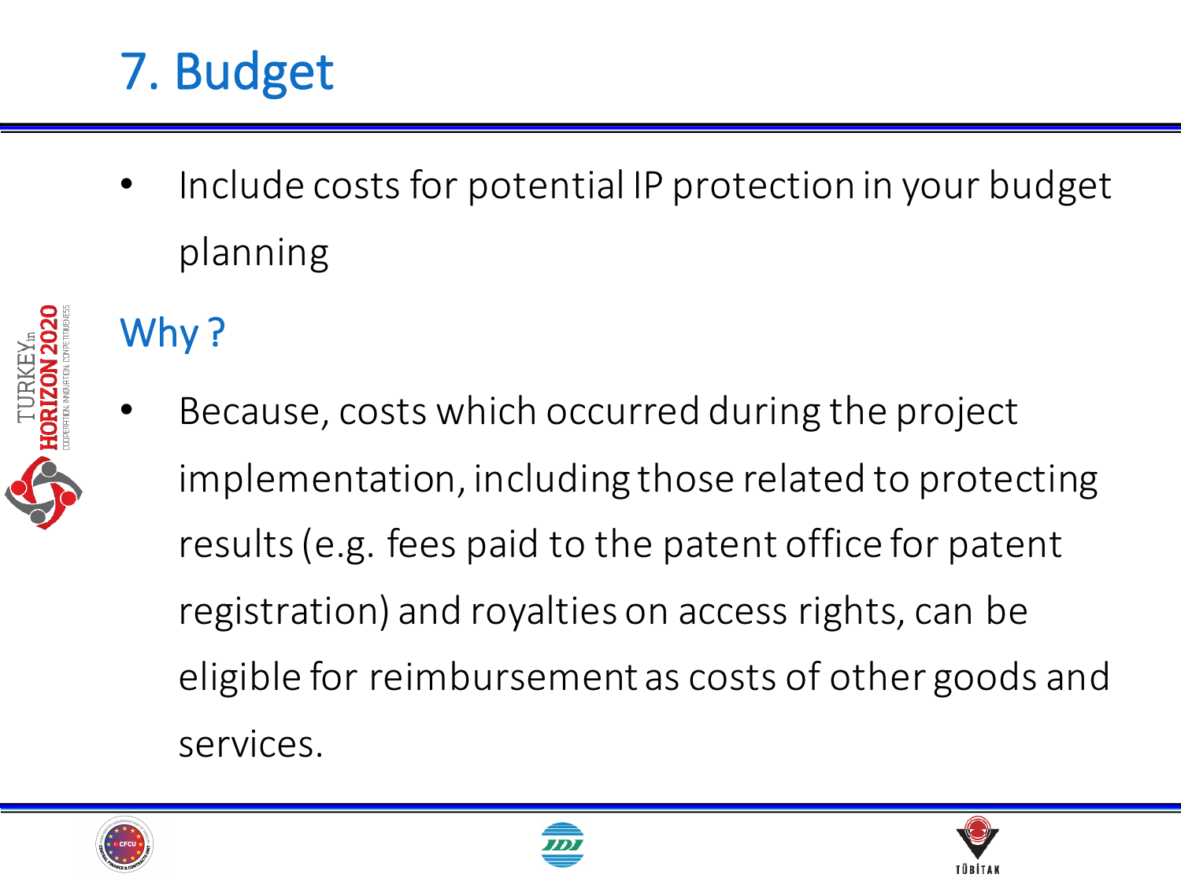# 7. Budget

- Include costs for potential IP protection in your budget planning

## Why ?

- Because, costs which occurred during the project implementation, including those related to protecting results (e.g. fees paid to the patent office for patent registration) and royalties on access rights, can be eligible for reimbursement as costs of other goods and services.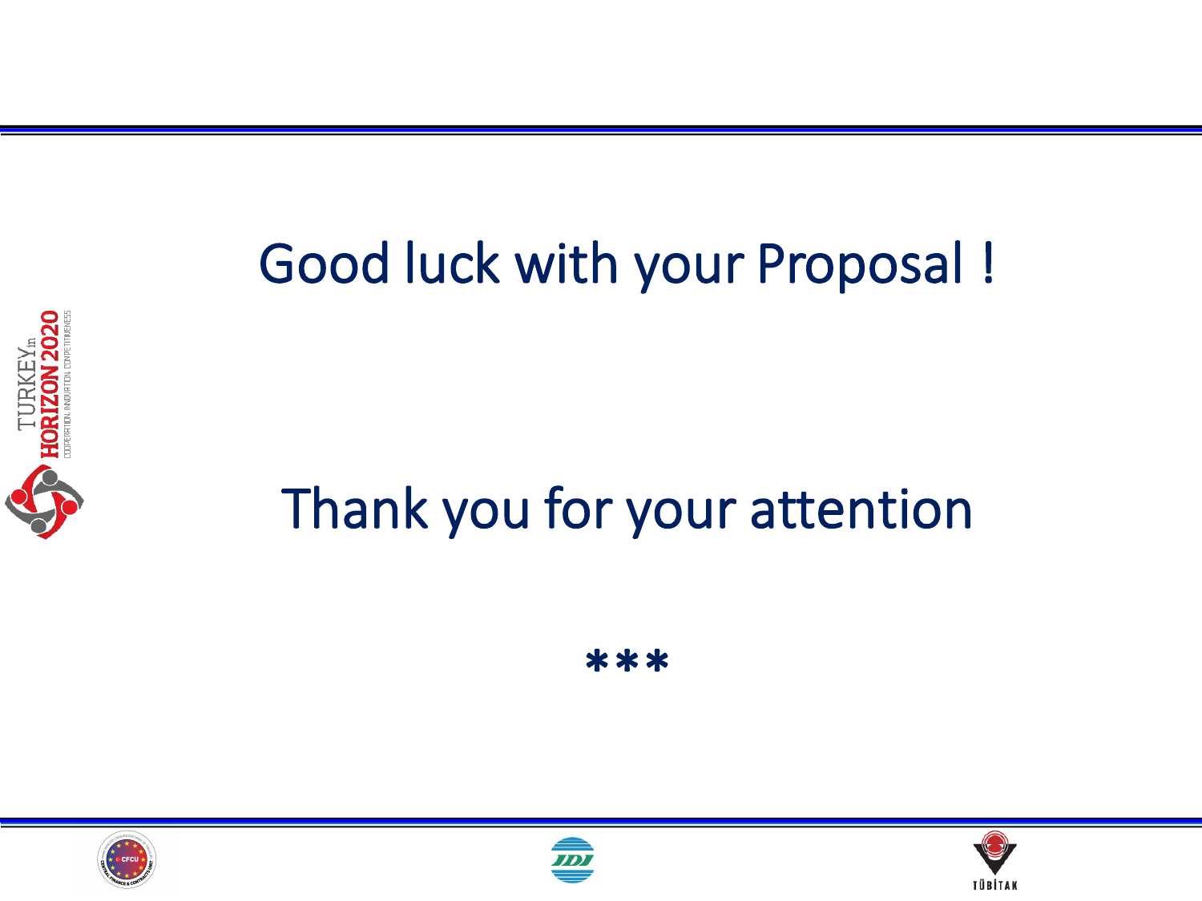Good luck with your Proposal !

Thank you for your attention

***